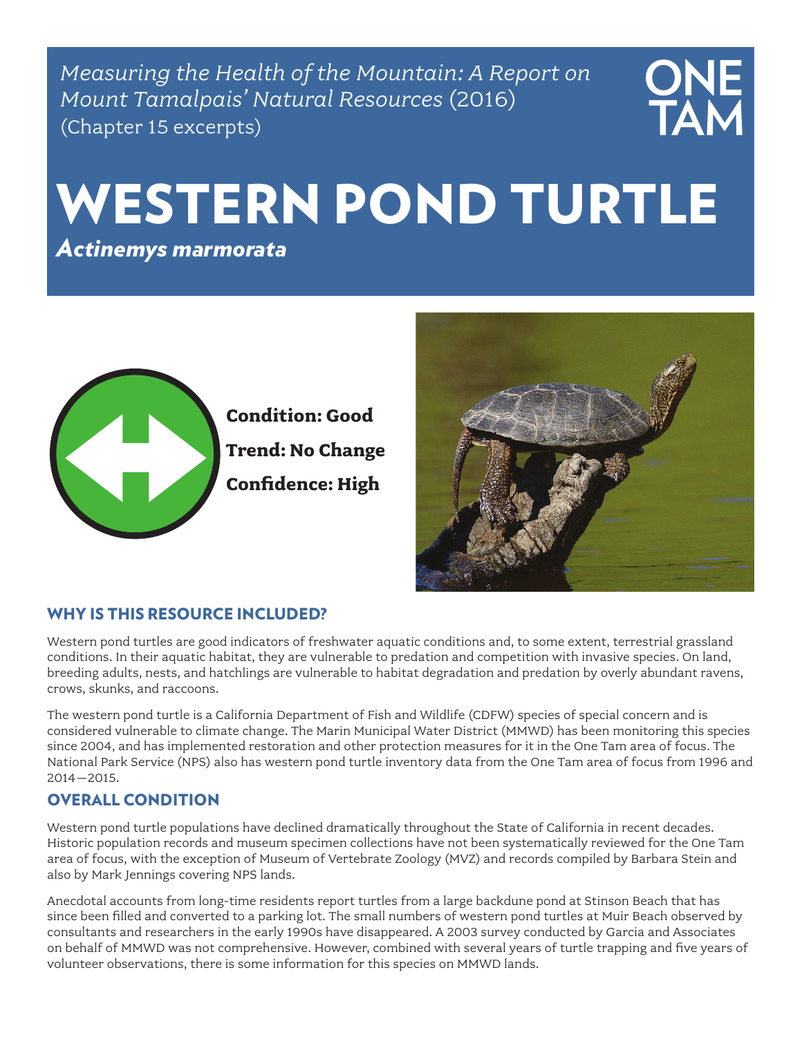*Measuring the Health of the Mountain: A Report on Mount Tamalpais' Natural Resources* (2016)
(Chapter 15 excerpts)

ONE TAM

# WESTERN POND TURTLE

***Actinemys marmorata***

**Condition: Good**

**Trend: No Change**

**Confidence: High**

## WHY IS THIS RESOURCE INCLUDED?

Western pond turtles are good indicators of freshwater aquatic conditions and, to some extent, terrestrial grassland conditions. In their aquatic habitat, they are vulnerable to predation and competition with invasive species. On land, breeding adults, nests, and hatchlings are vulnerable to habitat degradation and predation by overly abundant ravens, crows, skunks, and raccoons.

The western pond turtle is a California Department of Fish and Wildlife (CDFW) species of special concern and is considered vulnerable to climate change. The Marin Municipal Water District (MMWD) has been monitoring this species since 2004, and has implemented restoration and other protection measures for it in the One Tam area of focus. The National Park Service (NPS) also has western pond turtle inventory data from the One Tam area of focus from 1996 and 2014—2015.

## OVERALL CONDITION

Western pond turtle populations have declined dramatically throughout the State of California in recent decades. Historic population records and museum specimen collections have not been systematically reviewed for the One Tam area of focus, with the exception of Museum of Vertebrate Zoology (MVZ) and records compiled by Barbara Stein and also by Mark Jennings covering NPS lands.

Anecdotal accounts from long-time residents report turtles from a large backdune pond at Stinson Beach that has since been filled and converted to a parking lot. The small numbers of western pond turtles at Muir Beach observed by consultants and researchers in the early 1990s have disappeared. A 2003 survey conducted by Garcia and Associates on behalf of MMWD was not comprehensive. However, combined with several years of turtle trapping and five years of volunteer observations, there is some information for this species on MMWD lands.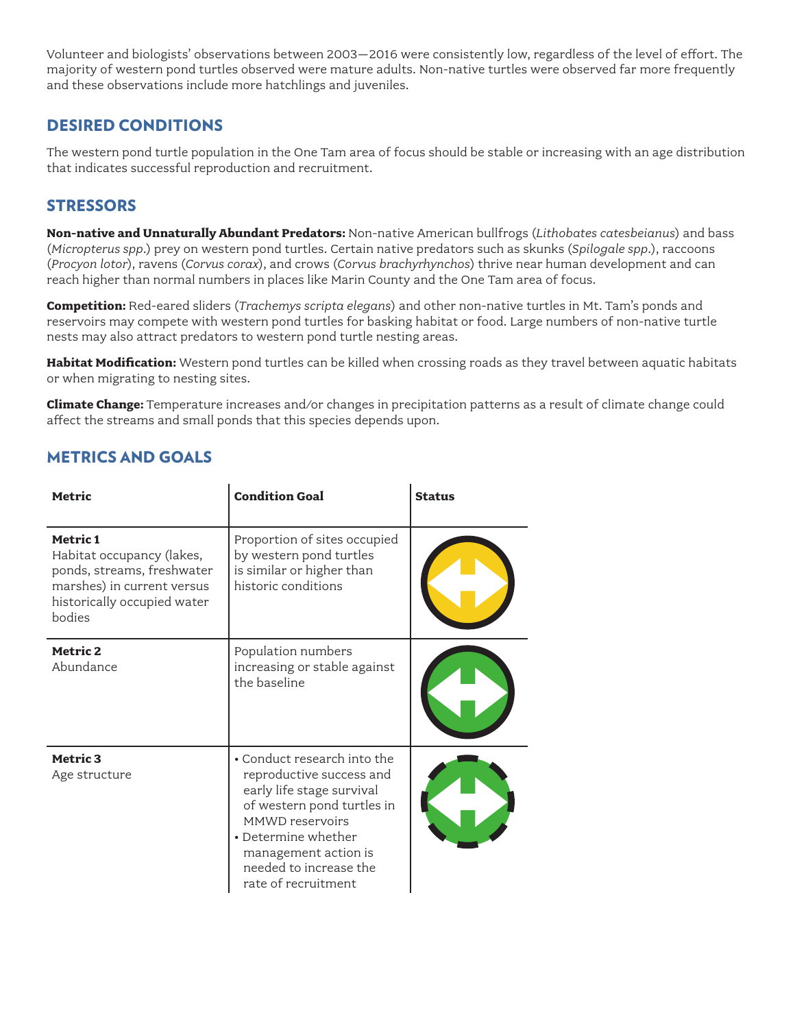Volunteer and biologists' observations between 2003—2016 were consistently low, regardless of the level of effort. The majority of western pond turtles observed were mature adults. Non-native turtles were observed far more frequently and these observations include more hatchlings and juveniles.

## DESIRED CONDITIONS

The western pond turtle population in the One Tam area of focus should be stable or increasing with an age distribution that indicates successful reproduction and recruitment.

## STRESSORS

**Non-native and Unnaturally Abundant Predators:** Non-native American bullfrogs (*Lithobates catesbeianus*) and bass (*Micropterus spp.*) prey on western pond turtles. Certain native predators such as skunks (*Spilogale spp.*), raccoons (*Procyon lotor*), ravens (*Corvus corax*), and crows (*Corvus brachyrhynchos*) thrive near human development and can reach higher than normal numbers in places like Marin County and the One Tam area of focus.

**Competition:** Red-eared sliders (*Trachemys scripta elegans*) and other non-native turtles in Mt. Tam's ponds and reservoirs may compete with western pond turtles for basking habitat or food. Large numbers of non-native turtle nests may also attract predators to western pond turtle nesting areas.

**Habitat Modification:** Western pond turtles can be killed when crossing roads as they travel between aquatic habitats or when migrating to nesting sites.

**Climate Change:** Temperature increases and/or changes in precipitation patterns as a result of climate change could affect the streams and small ponds that this species depends upon.

## METRICS AND GOALS

| Metric | Condition Goal | Status |
|---|---|---|
| **Metric 1**<br>Habitat occupancy (lakes, ponds, streams, freshwater marshes) in current versus historically occupied water bodies | Proportion of sites occupied by western pond turtles is similar or higher than historic conditions | |
| **Metric 2**<br>Abundance | Population numbers increasing or stable against the baseline | |
| **Metric 3**<br>Age structure | • Conduct research into the reproductive success and early life stage survival of western pond turtles in MMWD reservoirs<br>• Determine whether management action is needed to increase the rate of recruitment | |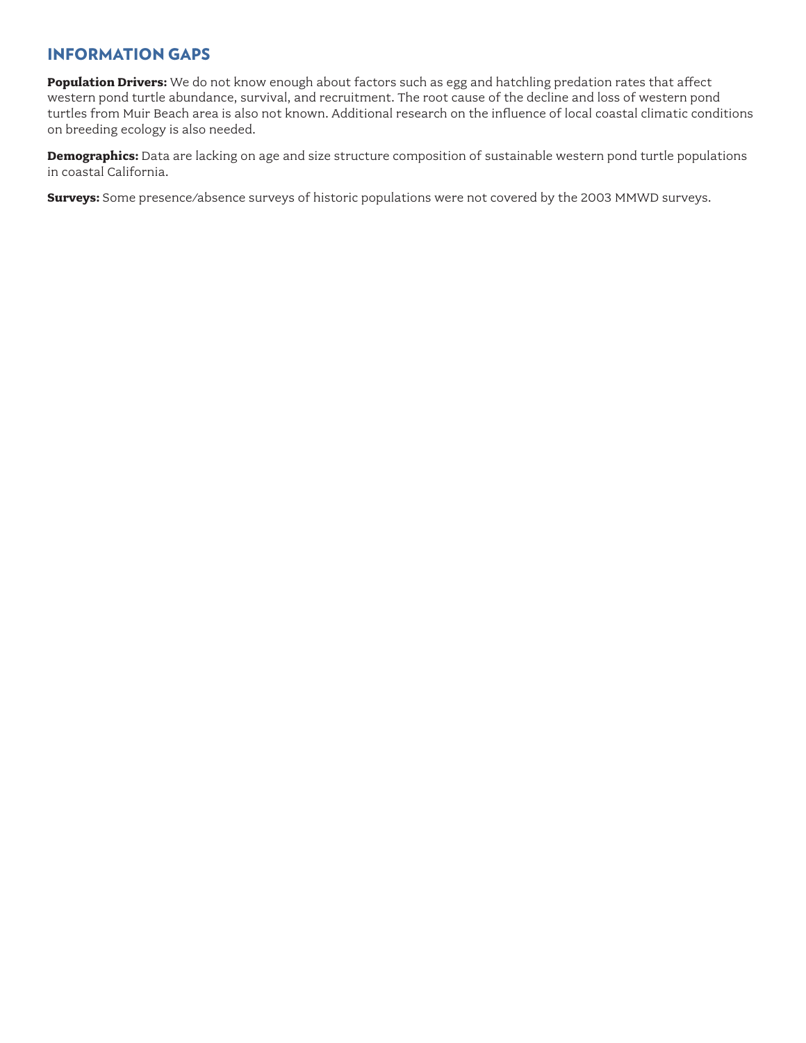## INFORMATION GAPS

**Population Drivers:** We do not know enough about factors such as egg and hatchling predation rates that affect western pond turtle abundance, survival, and recruitment. The root cause of the decline and loss of western pond turtles from Muir Beach area is also not known. Additional research on the influence of local coastal climatic conditions on breeding ecology is also needed.

**Demographics:** Data are lacking on age and size structure composition of sustainable western pond turtle populations in coastal California.

**Surveys:** Some presence/absence surveys of historic populations were not covered by the 2003 MMWD surveys.